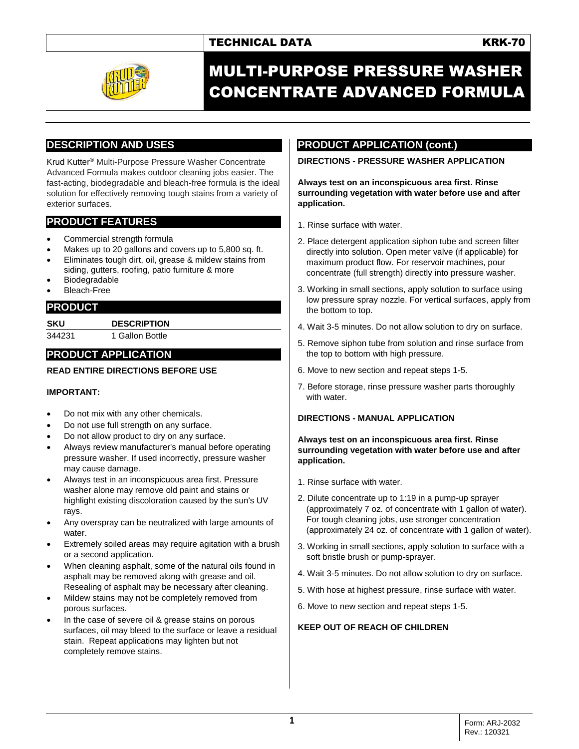TECHNICAL DATA **KRK-70**

# MULTI-PURPOSE PRESSURE WASHER CONCENTRATE ADVANCED FORMULA

## DESCRIPTION AND USES

Krud Kutter® Multi-Purpose Pressure Washer Concentrate Advanced Formula makes outdoor cleaning jobs easier. The fast-acting, biodegradable and bleach-free formula is the ideal solution for effectively removing tough stains from a variety of exterior surfaces.

## PRODUCT FEATURES

- Commercial strength formula
- Makes up to 20 gallons and covers up to 5,800 sq. ft.
- Eliminates tough dirt, oil, grease & mildew stains from siding, gutters, roofing, patio furniture & more
- Biodegradable
- Bleach-Free

## PRODUCT

| SKU | DESCRIPTION |
|---|---|
| 344231 | 1 Gallon Bottle |

## PRODUCT APPLICATION

**READ ENTIRE DIRECTIONS BEFORE USE**

**IMPORTANT:**

- Do not mix with any other chemicals.
- Do not use full strength on any surface.
- Do not allow product to dry on any surface.
- Always review manufacturer's manual before operating pressure washer. If used incorrectly, pressure washer may cause damage.
- Always test in an inconspicuous area first. Pressure washer alone may remove old paint and stains or highlight existing discoloration caused by the sun's UV rays.
- Any overspray can be neutralized with large amounts of water.
- Extremely soiled areas may require agitation with a brush or a second application.
- When cleaning asphalt, some of the natural oils found in asphalt may be removed along with grease and oil. Resealing of asphalt may be necessary after cleaning.
- Mildew stains may not be completely removed from porous surfaces.
- In the case of severe oil & grease stains on porous surfaces, oil may bleed to the surface or leave a residual stain. Repeat applications may lighten but not completely remove stains.

## PRODUCT APPLICATION (cont.)

**DIRECTIONS - PRESSURE WASHER APPLICATION**

**Always test on an inconspicuous area first. Rinse surrounding vegetation with water before use and after application.**

1. Rinse surface with water.
2. Place detergent application siphon tube and screen filter directly into solution. Open meter valve (if applicable) for maximum product flow. For reservoir machines, pour concentrate (full strength) directly into pressure washer.
3. Working in small sections, apply solution to surface using low pressure spray nozzle. For vertical surfaces, apply from the bottom to top.
4. Wait 3-5 minutes. Do not allow solution to dry on surface.
5. Remove siphon tube from solution and rinse surface from the top to bottom with high pressure.
6. Move to new section and repeat steps 1-5.
7. Before storage, rinse pressure washer parts thoroughly with water.

**DIRECTIONS - MANUAL APPLICATION**

**Always test on an inconspicuous area first. Rinse surrounding vegetation with water before use and after application.**

1. Rinse surface with water.
2. Dilute concentrate up to 1:19 in a pump-up sprayer (approximately 7 oz. of concentrate with 1 gallon of water). For tough cleaning jobs, use stronger concentration (approximately 24 oz. of concentrate with 1 gallon of water).
3. Working in small sections, apply solution to surface with a soft bristle brush or pump-sprayer.
4. Wait 3-5 minutes. Do not allow solution to dry on surface.
5. With hose at highest pressure, rinse surface with water.
6. Move to new section and repeat steps 1-5.

**KEEP OUT OF REACH OF CHILDREN**

Form: ARJ-2032
Rev.: 120321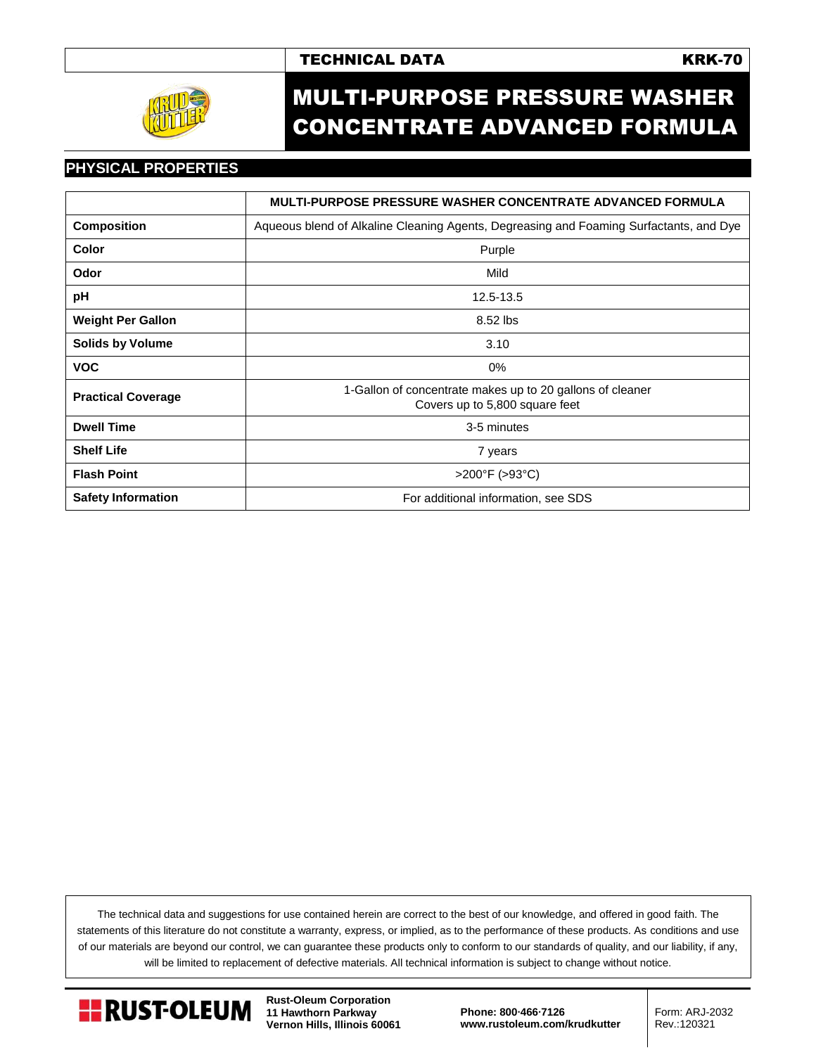TECHNICAL DATA KRK-70

# MULTI-PURPOSE PRESSURE WASHER CONCENTRATE ADVANCED FORMULA

## PHYSICAL PROPERTIES

| | MULTI-PURPOSE PRESSURE WASHER CONCENTRATE ADVANCED FORMULA |
|---|---|
| **Composition** | Aqueous blend of Alkaline Cleaning Agents, Degreasing and Foaming Surfactants, and Dye |
| **Color** | Purple |
| **Odor** | Mild |
| **pH** | 12.5-13.5 |
| **Weight Per Gallon** | 8.52 lbs |
| **Solids by Volume** | 3.10 |
| **VOC** | 0% |
| **Practical Coverage** | 1-Gallon of concentrate makes up to 20 gallons of cleaner<br>Covers up to 5,800 square feet |
| **Dwell Time** | 3-5 minutes |
| **Shelf Life** | 7 years |
| **Flash Point** | >200°F (>93°C) |
| **Safety Information** | For additional information, see SDS |

The technical data and suggestions for use contained herein are correct to the best of our knowledge, and offered in good faith. The statements of this literature do not constitute a warranty, express, or implied, as to the performance of these products. As conditions and use of our materials are beyond our control, we can guarantee these products only to conform to our standards of quality, and our liability, if any, will be limited to replacement of defective materials. All technical information is subject to change without notice.

**Rust-Oleum Corporation**
**11 Hawthorn Parkway**
**Vernon Hills, Illinois 60061**

**Phone: 800·466·7126**
**www.rustoleum.com/krudkutter**

Form: ARJ-2032
Rev.:120321